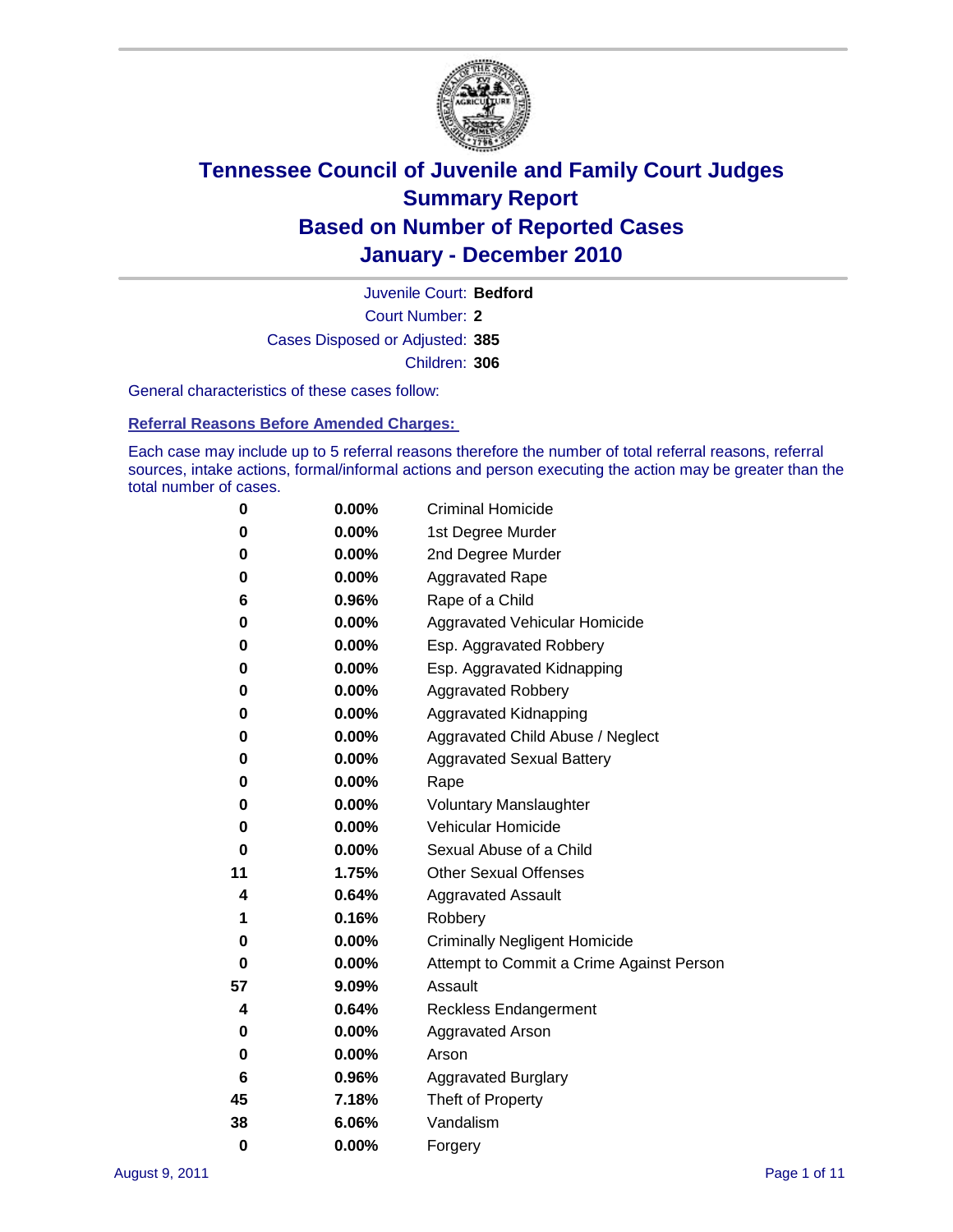# Tennessee Council of Juvenile and Family Court Judges
# Summary Report
# Based on Number of Reported Cases
# January - December 2010

Juvenile Court: **Bedford**

Court Number: **2**

Cases Disposed or Adjusted: **385**

Children: **306**

General characteristics of these cases follow:

## Referral Reasons Before Amended Charges:

Each case may include up to 5 referral reasons therefore the number of total referral reasons, referral sources, intake actions, formal/informal actions and person executing the action may be greater than the total number of cases.

| Count | Percent | Referral Reason |
|---|---|---|
| 0 | 0.00% | Criminal Homicide |
| 0 | 0.00% | 1st Degree Murder |
| 0 | 0.00% | 2nd Degree Murder |
| 0 | 0.00% | Aggravated Rape |
| 6 | 0.96% | Rape of a Child |
| 0 | 0.00% | Aggravated Vehicular Homicide |
| 0 | 0.00% | Esp. Aggravated Robbery |
| 0 | 0.00% | Esp. Aggravated Kidnapping |
| 0 | 0.00% | Aggravated Robbery |
| 0 | 0.00% | Aggravated Kidnapping |
| 0 | 0.00% | Aggravated Child Abuse / Neglect |
| 0 | 0.00% | Aggravated Sexual Battery |
| 0 | 0.00% | Rape |
| 0 | 0.00% | Voluntary Manslaughter |
| 0 | 0.00% | Vehicular Homicide |
| 0 | 0.00% | Sexual Abuse of a Child |
| 11 | 1.75% | Other Sexual Offenses |
| 4 | 0.64% | Aggravated Assault |
| 1 | 0.16% | Robbery |
| 0 | 0.00% | Criminally Negligent Homicide |
| 0 | 0.00% | Attempt to Commit a Crime Against Person |
| 57 | 9.09% | Assault |
| 4 | 0.64% | Reckless Endangerment |
| 0 | 0.00% | Aggravated Arson |
| 0 | 0.00% | Arson |
| 6 | 0.96% | Aggravated Burglary |
| 45 | 7.18% | Theft of Property |
| 38 | 6.06% | Vandalism |
| 0 | 0.00% | Forgery |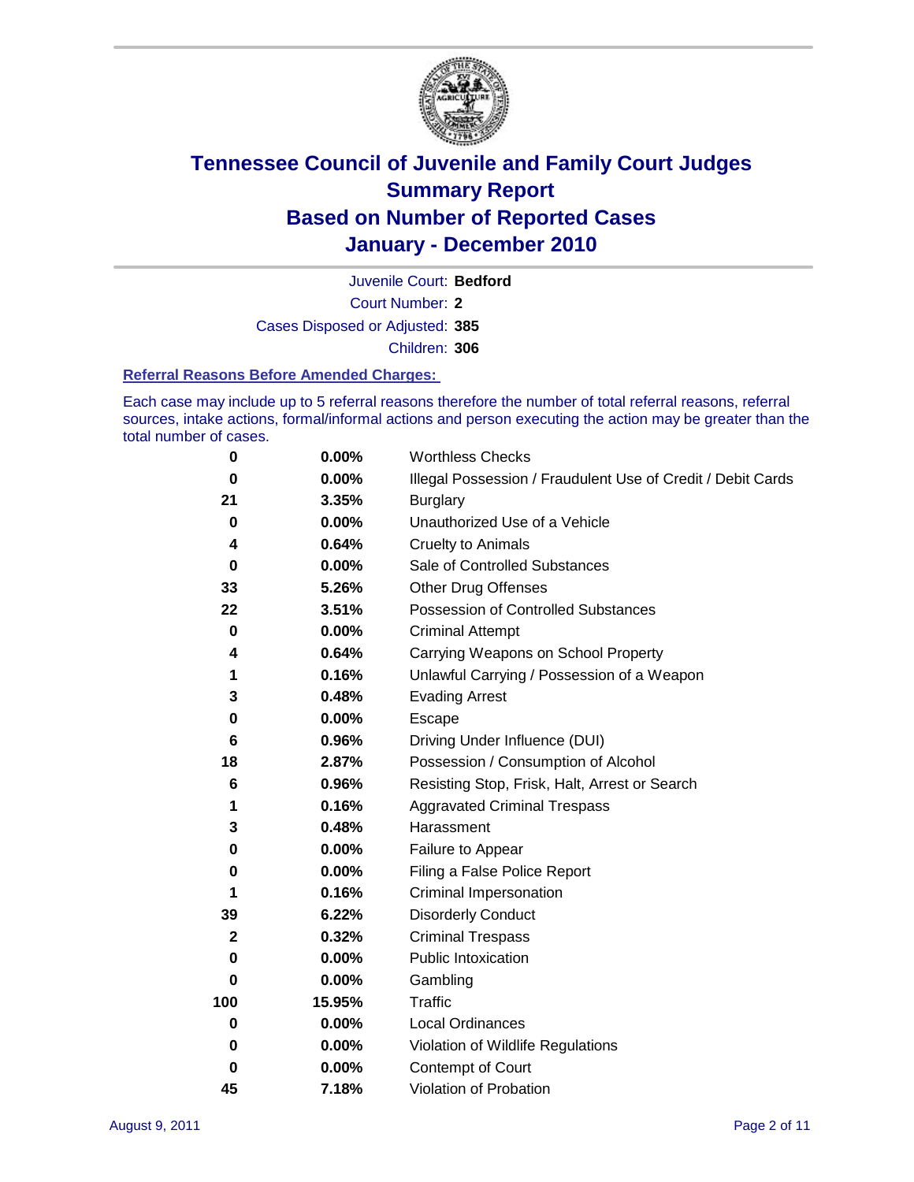# Tennessee Council of Juvenile and Family Court Judges
## Summary Report
## Based on Number of Reported Cases
## January - December 2010

Juvenile Court: **Bedford**

Court Number: **2**

Cases Disposed or Adjusted: **385**

Children: **306**

### Referral Reasons Before Amended Charges:

Each case may include up to 5 referral reasons therefore the number of total referral reasons, referral sources, intake actions, formal/informal actions and person executing the action may be greater than the total number of cases.

| | | |
|---|---|---|
| 0 | 0.00% | Worthless Checks |
| 0 | 0.00% | Illegal Possession / Fraudulent Use of Credit / Debit Cards |
| 21 | 3.35% | Burglary |
| 0 | 0.00% | Unauthorized Use of a Vehicle |
| 4 | 0.64% | Cruelty to Animals |
| 0 | 0.00% | Sale of Controlled Substances |
| 33 | 5.26% | Other Drug Offenses |
| 22 | 3.51% | Possession of Controlled Substances |
| 0 | 0.00% | Criminal Attempt |
| 4 | 0.64% | Carrying Weapons on School Property |
| 1 | 0.16% | Unlawful Carrying / Possession of a Weapon |
| 3 | 0.48% | Evading Arrest |
| 0 | 0.00% | Escape |
| 6 | 0.96% | Driving Under Influence (DUI) |
| 18 | 2.87% | Possession / Consumption of Alcohol |
| 6 | 0.96% | Resisting Stop, Frisk, Halt, Arrest or Search |
| 1 | 0.16% | Aggravated Criminal Trespass |
| 3 | 0.48% | Harassment |
| 0 | 0.00% | Failure to Appear |
| 0 | 0.00% | Filing a False Police Report |
| 1 | 0.16% | Criminal Impersonation |
| 39 | 6.22% | Disorderly Conduct |
| 2 | 0.32% | Criminal Trespass |
| 0 | 0.00% | Public Intoxication |
| 0 | 0.00% | Gambling |
| 100 | 15.95% | Traffic |
| 0 | 0.00% | Local Ordinances |
| 0 | 0.00% | Violation of Wildlife Regulations |
| 0 | 0.00% | Contempt of Court |
| 45 | 7.18% | Violation of Probation |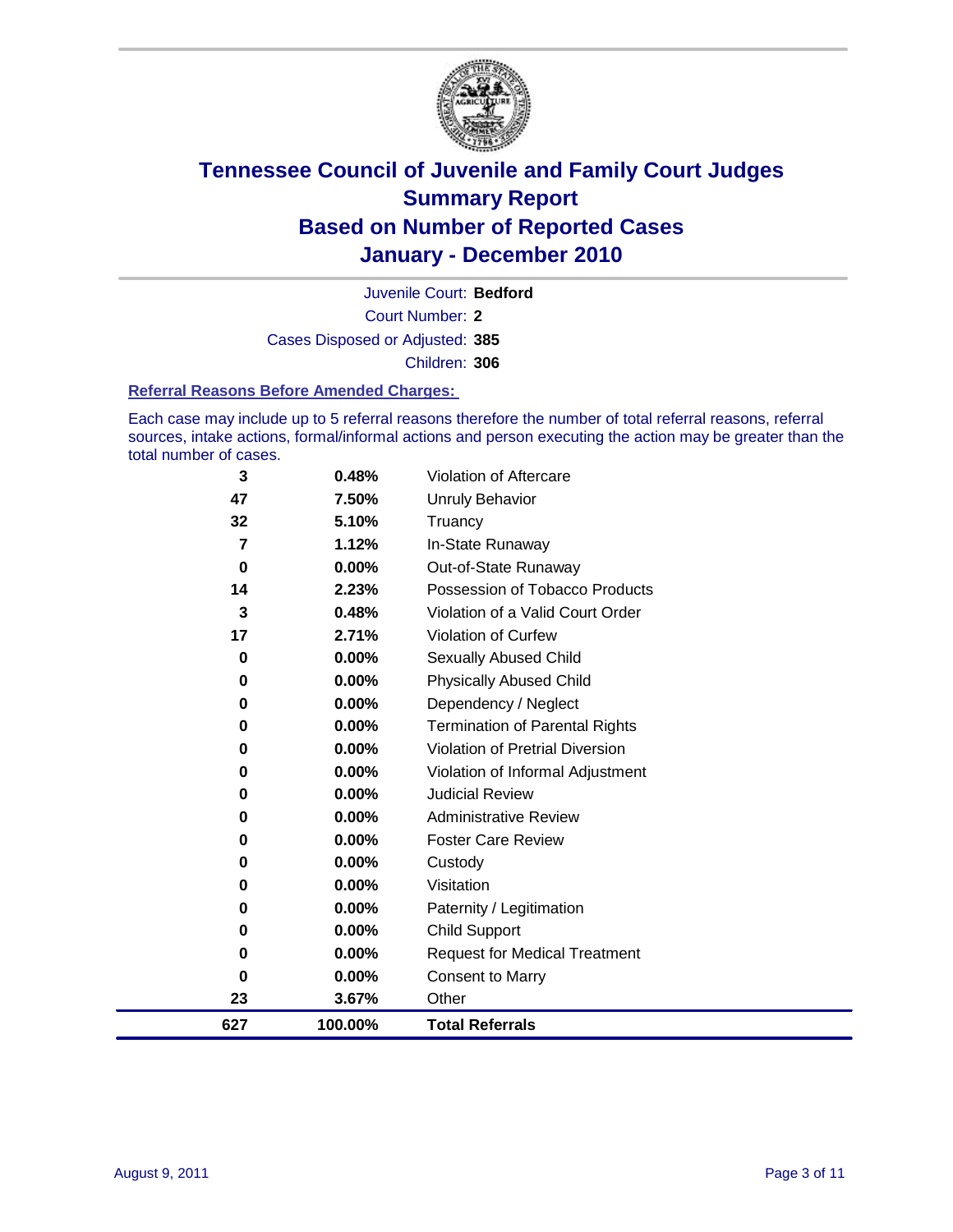# Tennessee Council of Juvenile and Family Court Judges
## Summary Report
## Based on Number of Reported Cases
## January - December 2010

Juvenile Court: **Bedford**
Court Number: **2**
Cases Disposed or Adjusted: **385**
Children: **306**

### Referral Reasons Before Amended Charges:

Each case may include up to 5 referral reasons therefore the number of total referral reasons, referral sources, intake actions, formal/informal actions and person executing the action may be greater than the total number of cases.

| Count | Percent | Referral Reason |
|---|---|---|
| 3 | 0.48% | Violation of Aftercare |
| 47 | 7.50% | Unruly Behavior |
| 32 | 5.10% | Truancy |
| 7 | 1.12% | In-State Runaway |
| 0 | 0.00% | Out-of-State Runaway |
| 14 | 2.23% | Possession of Tobacco Products |
| 3 | 0.48% | Violation of a Valid Court Order |
| 17 | 2.71% | Violation of Curfew |
| 0 | 0.00% | Sexually Abused Child |
| 0 | 0.00% | Physically Abused Child |
| 0 | 0.00% | Dependency / Neglect |
| 0 | 0.00% | Termination of Parental Rights |
| 0 | 0.00% | Violation of Pretrial Diversion |
| 0 | 0.00% | Violation of Informal Adjustment |
| 0 | 0.00% | Judicial Review |
| 0 | 0.00% | Administrative Review |
| 0 | 0.00% | Foster Care Review |
| 0 | 0.00% | Custody |
| 0 | 0.00% | Visitation |
| 0 | 0.00% | Paternity / Legitimation |
| 0 | 0.00% | Child Support |
| 0 | 0.00% | Request for Medical Treatment |
| 0 | 0.00% | Consent to Marry |
| 23 | 3.67% | Other |
| **627** | **100.00%** | **Total Referrals** |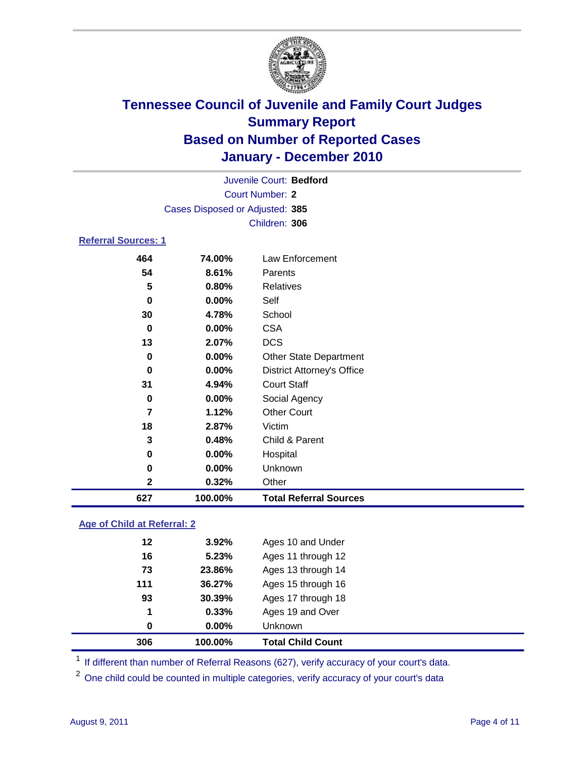# Tennessee Council of Juvenile and Family Court Judges
## Summary Report
## Based on Number of Reported Cases
## January - December 2010

Juvenile Court: **Bedford**
Court Number: **2**
Cases Disposed or Adjusted: **385**
Children: **306**

### Referral Sources: 1

| | | |
|---|---|---|
| 464 | 74.00% | Law Enforcement |
| 54 | 8.61% | Parents |
| 5 | 0.80% | Relatives |
| 0 | 0.00% | Self |
| 30 | 4.78% | School |
| 0 | 0.00% | CSA |
| 13 | 2.07% | DCS |
| 0 | 0.00% | Other State Department |
| 0 | 0.00% | District Attorney's Office |
| 31 | 4.94% | Court Staff |
| 0 | 0.00% | Social Agency |
| 7 | 1.12% | Other Court |
| 18 | 2.87% | Victim |
| 3 | 0.48% | Child & Parent |
| 0 | 0.00% | Hospital |
| 0 | 0.00% | Unknown |
| 2 | 0.32% | Other |
| **627** | **100.00%** | **Total Referral Sources** |

### Age of Child at Referral: 2

| | | |
|---|---|---|
| 12 | 3.92% | Ages 10 and Under |
| 16 | 5.23% | Ages 11 through 12 |
| 73 | 23.86% | Ages 13 through 14 |
| 111 | 36.27% | Ages 15 through 16 |
| 93 | 30.39% | Ages 17 through 18 |
| 1 | 0.33% | Ages 19 and Over |
| 0 | 0.00% | Unknown |
| **306** | **100.00%** | **Total Child Count** |

[1] If different than number of Referral Reasons (627), verify accuracy of your court's data.

[2] One child could be counted in multiple categories, verify accuracy of your court's data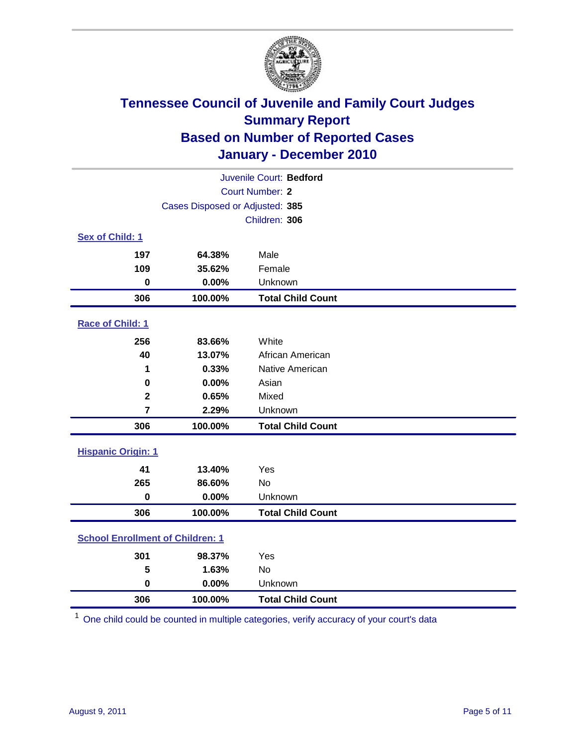# Tennessee Council of Juvenile and Family Court Judges
## Summary Report
## Based on Number of Reported Cases
## January - December 2010

Juvenile Court: **Bedford**
Court Number: **2**
Cases Disposed or Adjusted: **385**
Children: **306**

### Sex of Child: 1

| | | |
|---|---|---|
| 197 | 64.38% | Male |
| 109 | 35.62% | Female |
| 0 | 0.00% | Unknown |
| **306** | **100.00%** | **Total Child Count** |

### Race of Child: 1

| | | |
|---|---|---|
| 256 | 83.66% | White |
| 40 | 13.07% | African American |
| 1 | 0.33% | Native American |
| 0 | 0.00% | Asian |
| 2 | 0.65% | Mixed |
| 7 | 2.29% | Unknown |
| **306** | **100.00%** | **Total Child Count** |

### Hispanic Origin: 1

| | | |
|---|---|---|
| 41 | 13.40% | Yes |
| 265 | 86.60% | No |
| 0 | 0.00% | Unknown |
| **306** | **100.00%** | **Total Child Count** |

### School Enrollment of Children: 1

| | | |
|---|---|---|
| 301 | 98.37% | Yes |
| 5 | 1.63% | No |
| 0 | 0.00% | Unknown |
| **306** | **100.00%** | **Total Child Count** |

[1] One child could be counted in multiple categories, verify accuracy of your court's data

August 9, 2011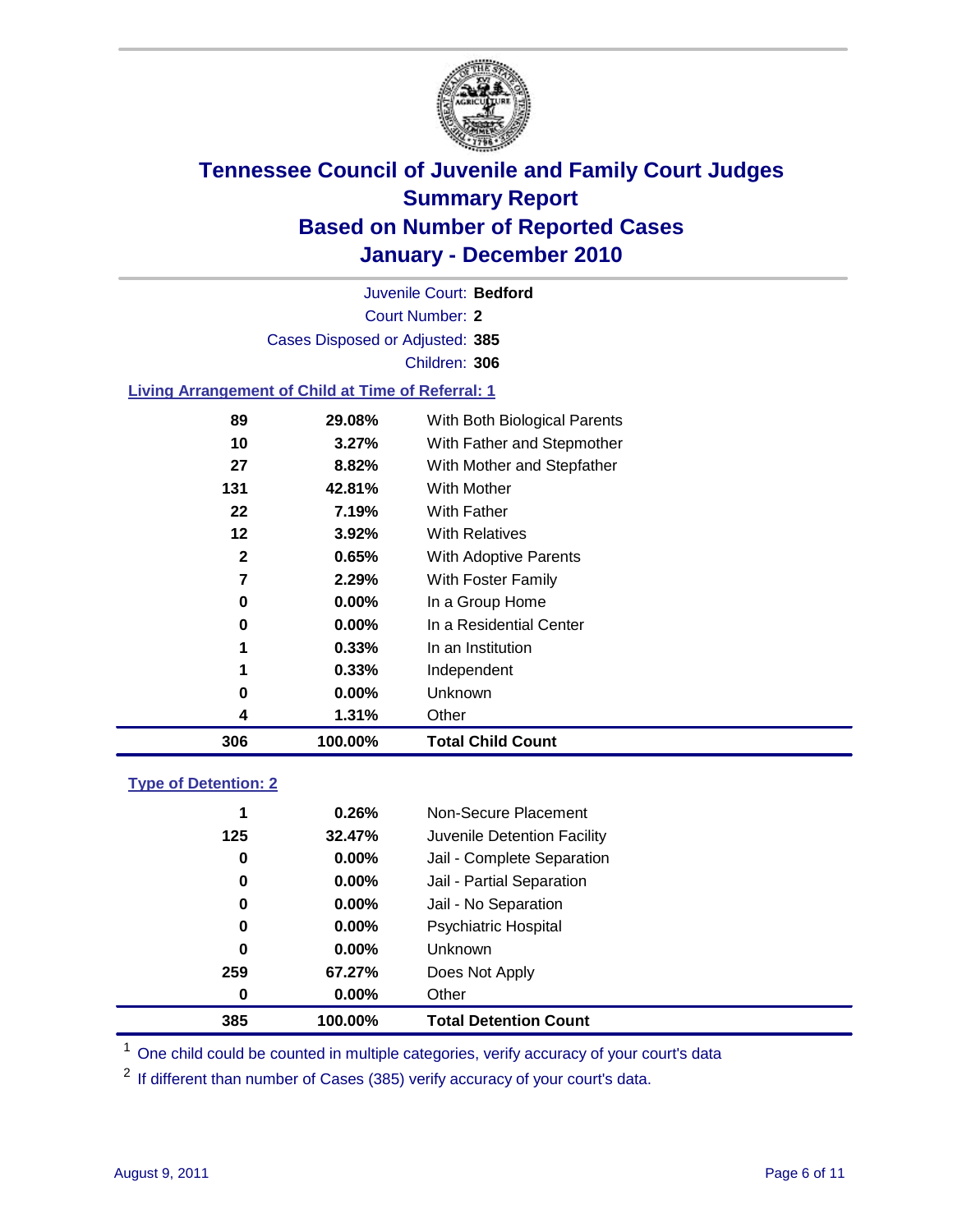# Tennessee Council of Juvenile and Family Court Judges
# Summary Report
# Based on Number of Reported Cases
# January - December 2010

Juvenile Court: **Bedford**

Court Number: **2**

Cases Disposed or Adjusted: **385**

Children: **306**

### Living Arrangement of Child at Time of Referral: 1

| | | |
|---|---|---|
| 89 | 29.08% | With Both Biological Parents |
| 10 | 3.27% | With Father and Stepmother |
| 27 | 8.82% | With Mother and Stepfather |
| 131 | 42.81% | With Mother |
| 22 | 7.19% | With Father |
| 12 | 3.92% | With Relatives |
| 2 | 0.65% | With Adoptive Parents |
| 7 | 2.29% | With Foster Family |
| 0 | 0.00% | In a Group Home |
| 0 | 0.00% | In a Residential Center |
| 1 | 0.33% | In an Institution |
| 1 | 0.33% | Independent |
| 0 | 0.00% | Unknown |
| 4 | 1.31% | Other |
| **306** | **100.00%** | **Total Child Count** |

### Type of Detention: 2

| | | |
|---|---|---|
| 1 | 0.26% | Non-Secure Placement |
| 125 | 32.47% | Juvenile Detention Facility |
| 0 | 0.00% | Jail - Complete Separation |
| 0 | 0.00% | Jail - Partial Separation |
| 0 | 0.00% | Jail - No Separation |
| 0 | 0.00% | Psychiatric Hospital |
| 0 | 0.00% | Unknown |
| 259 | 67.27% | Does Not Apply |
| 0 | 0.00% | Other |
| **385** | **100.00%** | **Total Detention Count** |

[1] One child could be counted in multiple categories, verify accuracy of your court's data

[2] If different than number of Cases (385) verify accuracy of your court's data.

August 9, 2011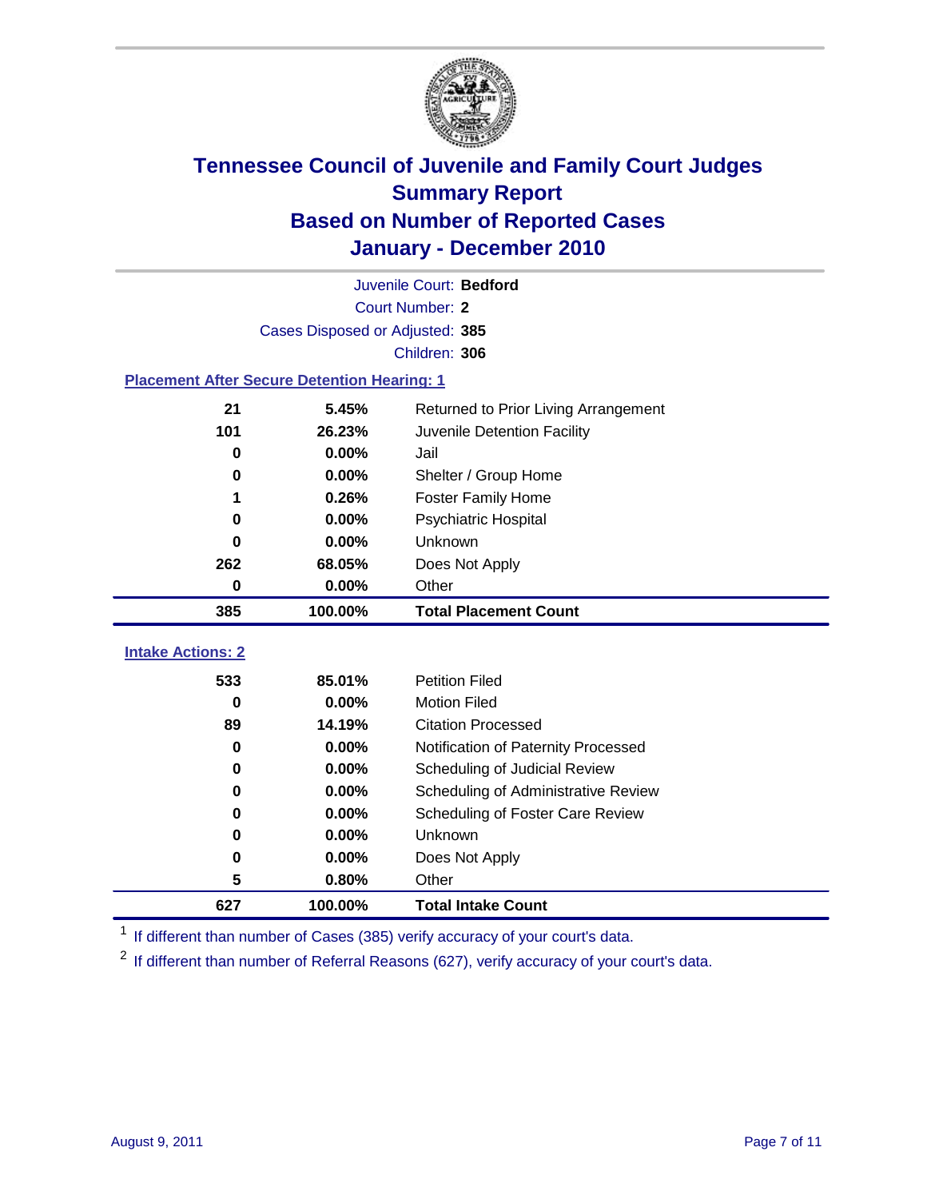# Tennessee Council of Juvenile and Family Court Judges
## Summary Report
## Based on Number of Reported Cases
## January - December 2010

Juvenile Court: **Bedford**
Court Number: **2**
Cases Disposed or Adjusted: **385**
Children: **306**

### Placement After Secure Detention Hearing: 1

| | | |
|---|---|---|
| 21 | 5.45% | Returned to Prior Living Arrangement |
| 101 | 26.23% | Juvenile Detention Facility |
| 0 | 0.00% | Jail |
| 0 | 0.00% | Shelter / Group Home |
| 1 | 0.26% | Foster Family Home |
| 0 | 0.00% | Psychiatric Hospital |
| 0 | 0.00% | Unknown |
| 262 | 68.05% | Does Not Apply |
| 0 | 0.00% | Other |
| **385** | **100.00%** | **Total Placement Count** |

### Intake Actions: 2

| | | |
|---|---|---|
| 533 | 85.01% | Petition Filed |
| 0 | 0.00% | Motion Filed |
| 89 | 14.19% | Citation Processed |
| 0 | 0.00% | Notification of Paternity Processed |
| 0 | 0.00% | Scheduling of Judicial Review |
| 0 | 0.00% | Scheduling of Administrative Review |
| 0 | 0.00% | Scheduling of Foster Care Review |
| 0 | 0.00% | Unknown |
| 0 | 0.00% | Does Not Apply |
| 5 | 0.80% | Other |
| **627** | **100.00%** | **Total Intake Count** |

[1] If different than number of Cases (385) verify accuracy of your court's data.

[2] If different than number of Referral Reasons (627), verify accuracy of your court's data.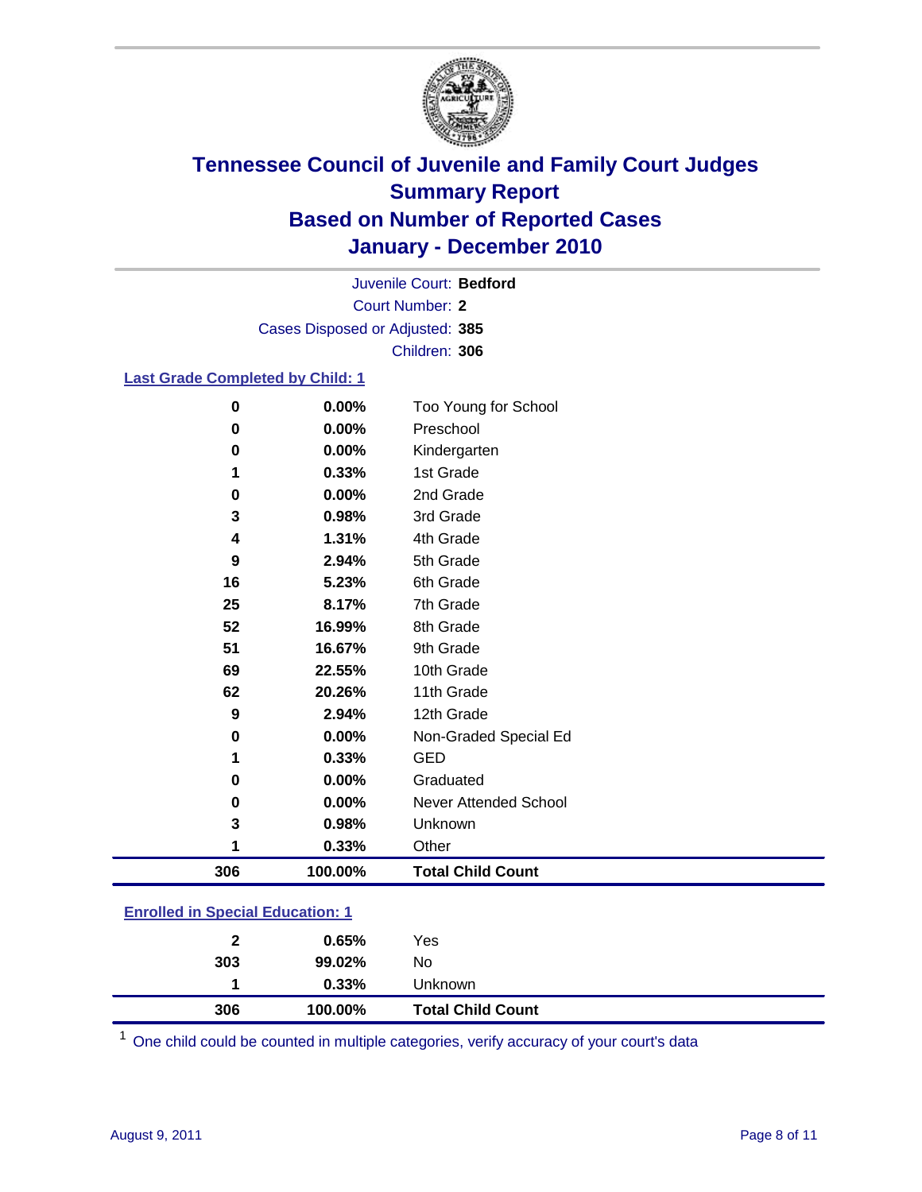# Tennessee Council of Juvenile and Family Court Judges
## Summary Report
## Based on Number of Reported Cases
## January - December 2010

Juvenile Court: **Bedford**

Court Number: **2**

Cases Disposed or Adjusted: **385**

Children: **306**

### Last Grade Completed by Child: 1

| Count | Percent | Category |
|---|---|---|
| 0 | 0.00% | Too Young for School |
| 0 | 0.00% | Preschool |
| 0 | 0.00% | Kindergarten |
| 1 | 0.33% | 1st Grade |
| 0 | 0.00% | 2nd Grade |
| 3 | 0.98% | 3rd Grade |
| 4 | 1.31% | 4th Grade |
| 9 | 2.94% | 5th Grade |
| 16 | 5.23% | 6th Grade |
| 25 | 8.17% | 7th Grade |
| 52 | 16.99% | 8th Grade |
| 51 | 16.67% | 9th Grade |
| 69 | 22.55% | 10th Grade |
| 62 | 20.26% | 11th Grade |
| 9 | 2.94% | 12th Grade |
| 0 | 0.00% | Non-Graded Special Ed |
| 1 | 0.33% | GED |
| 0 | 0.00% | Graduated |
| 0 | 0.00% | Never Attended School |
| 3 | 0.98% | Unknown |
| 1 | 0.33% | Other |
| **306** | **100.00%** | **Total Child Count** |

### Enrolled in Special Education: 1

| Count | Percent | Category |
|---|---|---|
| 2 | 0.65% | Yes |
| 303 | 99.02% | No |
| 1 | 0.33% | Unknown |
| **306** | **100.00%** | **Total Child Count** |

[1] One child could be counted in multiple categories, verify accuracy of your court's data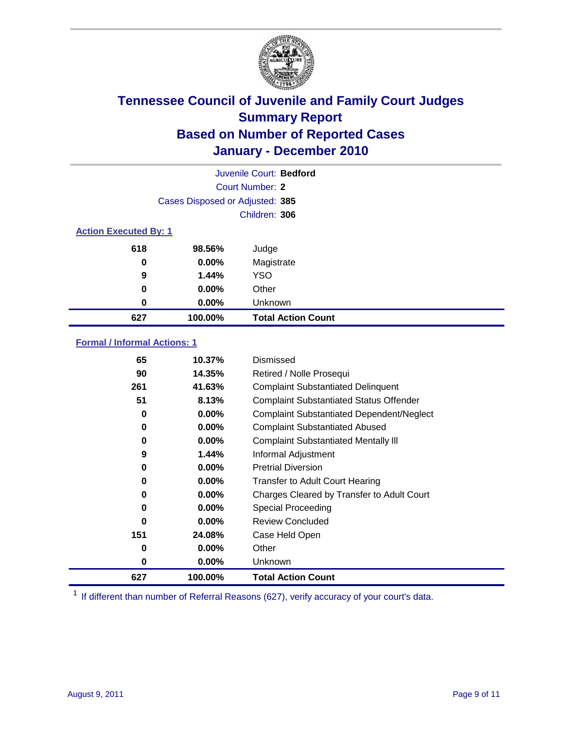# Tennessee Council of Juvenile and Family Court Judges
## Summary Report
## Based on Number of Reported Cases
## January - December 2010

Juvenile Court: **Bedford**

Court Number: **2**

Cases Disposed or Adjusted: **385**

Children: **306**

### Action Executed By: 1

| | | |
|---|---|---|
| 618 | 98.56% | Judge |
| 0 | 0.00% | Magistrate |
| 9 | 1.44% | YSO |
| 0 | 0.00% | Other |
| 0 | 0.00% | Unknown |
| **627** | **100.00%** | **Total Action Count** |

### Formal / Informal Actions: 1

| | | |
|---|---|---|
| 65 | 10.37% | Dismissed |
| 90 | 14.35% | Retired / Nolle Prosequi |
| 261 | 41.63% | Complaint Substantiated Delinquent |
| 51 | 8.13% | Complaint Substantiated Status Offender |
| 0 | 0.00% | Complaint Substantiated Dependent/Neglect |
| 0 | 0.00% | Complaint Substantiated Abused |
| 0 | 0.00% | Complaint Substantiated Mentally Ill |
| 9 | 1.44% | Informal Adjustment |
| 0 | 0.00% | Pretrial Diversion |
| 0 | 0.00% | Transfer to Adult Court Hearing |
| 0 | 0.00% | Charges Cleared by Transfer to Adult Court |
| 0 | 0.00% | Special Proceeding |
| 0 | 0.00% | Review Concluded |
| 151 | 24.08% | Case Held Open |
| 0 | 0.00% | Other |
| 0 | 0.00% | Unknown |
| **627** | **100.00%** | **Total Action Count** |

[1] If different than number of Referral Reasons (627), verify accuracy of your court's data.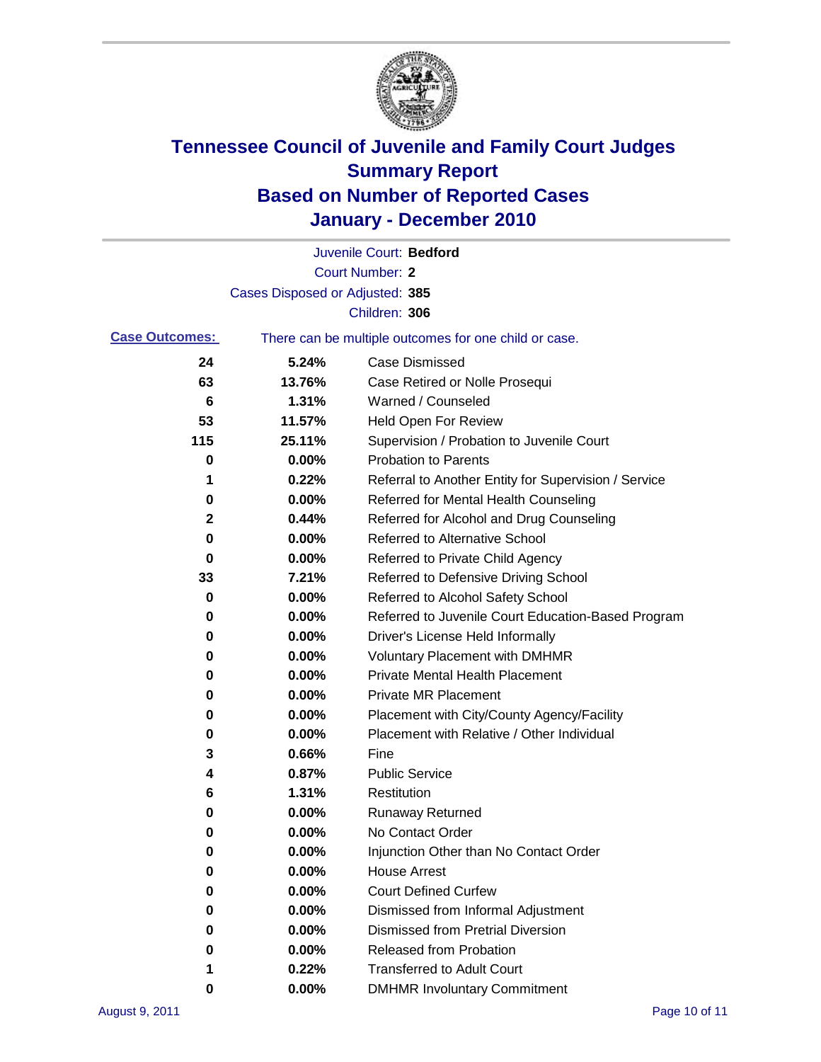# Tennessee Council of Juvenile and Family Court Judges
## Summary Report
## Based on Number of Reported Cases
## January - December 2010

Juvenile Court: **Bedford**

Court Number: **2**

Cases Disposed or Adjusted: **385**

Children: **306**

**Case Outcomes:** There can be multiple outcomes for one child or case.

| Count | Percent | Outcome |
|---|---|---|
| 24 | 5.24% | Case Dismissed |
| 63 | 13.76% | Case Retired or Nolle Prosequi |
| 6 | 1.31% | Warned / Counseled |
| 53 | 11.57% | Held Open For Review |
| 115 | 25.11% | Supervision / Probation to Juvenile Court |
| 0 | 0.00% | Probation to Parents |
| 1 | 0.22% | Referral to Another Entity for Supervision / Service |
| 0 | 0.00% | Referred for Mental Health Counseling |
| 2 | 0.44% | Referred for Alcohol and Drug Counseling |
| 0 | 0.00% | Referred to Alternative School |
| 0 | 0.00% | Referred to Private Child Agency |
| 33 | 7.21% | Referred to Defensive Driving School |
| 0 | 0.00% | Referred to Alcohol Safety School |
| 0 | 0.00% | Referred to Juvenile Court Education-Based Program |
| 0 | 0.00% | Driver's License Held Informally |
| 0 | 0.00% | Voluntary Placement with DMHMR |
| 0 | 0.00% | Private Mental Health Placement |
| 0 | 0.00% | Private MR Placement |
| 0 | 0.00% | Placement with City/County Agency/Facility |
| 0 | 0.00% | Placement with Relative / Other Individual |
| 3 | 0.66% | Fine |
| 4 | 0.87% | Public Service |
| 6 | 1.31% | Restitution |
| 0 | 0.00% | Runaway Returned |
| 0 | 0.00% | No Contact Order |
| 0 | 0.00% | Injunction Other than No Contact Order |
| 0 | 0.00% | House Arrest |
| 0 | 0.00% | Court Defined Curfew |
| 0 | 0.00% | Dismissed from Informal Adjustment |
| 0 | 0.00% | Dismissed from Pretrial Diversion |
| 0 | 0.00% | Released from Probation |
| 1 | 0.22% | Transferred to Adult Court |
| 0 | 0.00% | DMHMR Involuntary Commitment |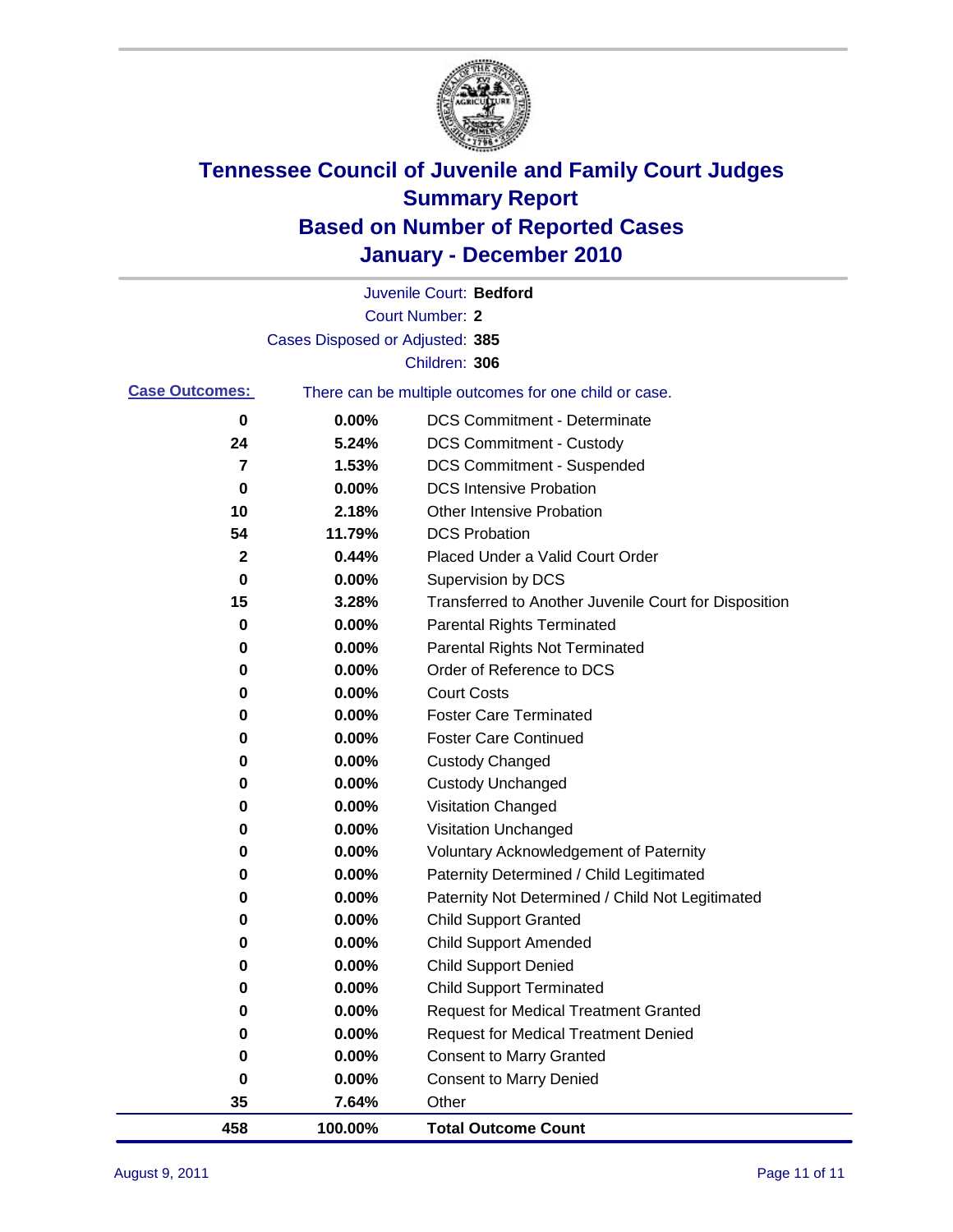# Tennessee Council of Juvenile and Family Court Judges
## Summary Report
## Based on Number of Reported Cases
## January - December 2010

Juvenile Court: **Bedford**

Court Number: **2**

Cases Disposed or Adjusted: **385**

Children: **306**

**Case Outcomes:** There can be multiple outcomes for one child or case.

| | | |
|---|---|---|
| 0 | 0.00% | DCS Commitment - Determinate |
| 24 | 5.24% | DCS Commitment - Custody |
| 7 | 1.53% | DCS Commitment - Suspended |
| 0 | 0.00% | DCS Intensive Probation |
| 10 | 2.18% | Other Intensive Probation |
| 54 | 11.79% | DCS Probation |
| 2 | 0.44% | Placed Under a Valid Court Order |
| 0 | 0.00% | Supervision by DCS |
| 15 | 3.28% | Transferred to Another Juvenile Court for Disposition |
| 0 | 0.00% | Parental Rights Terminated |
| 0 | 0.00% | Parental Rights Not Terminated |
| 0 | 0.00% | Order of Reference to DCS |
| 0 | 0.00% | Court Costs |
| 0 | 0.00% | Foster Care Terminated |
| 0 | 0.00% | Foster Care Continued |
| 0 | 0.00% | Custody Changed |
| 0 | 0.00% | Custody Unchanged |
| 0 | 0.00% | Visitation Changed |
| 0 | 0.00% | Visitation Unchanged |
| 0 | 0.00% | Voluntary Acknowledgement of Paternity |
| 0 | 0.00% | Paternity Determined / Child Legitimated |
| 0 | 0.00% | Paternity Not Determined / Child Not Legitimated |
| 0 | 0.00% | Child Support Granted |
| 0 | 0.00% | Child Support Amended |
| 0 | 0.00% | Child Support Denied |
| 0 | 0.00% | Child Support Terminated |
| 0 | 0.00% | Request for Medical Treatment Granted |
| 0 | 0.00% | Request for Medical Treatment Denied |
| 0 | 0.00% | Consent to Marry Granted |
| 0 | 0.00% | Consent to Marry Denied |
| 35 | 7.64% | Other |
| **458** | **100.00%** | **Total Outcome Count** |